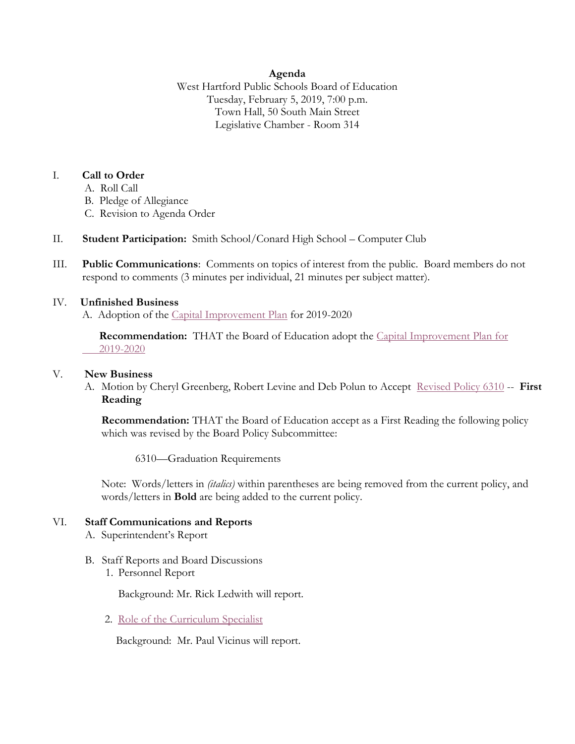**Agenda**

West Hartford Public Schools Board of Education
Tuesday, February 5, 2019, 7:00 p.m.
Town Hall, 50 South Main Street
Legislative Chamber - Room 314

I. **Call to Order**
   A. Roll Call
   B. Pledge of Allegiance
   C. Revision to Agenda Order

II. **Student Participation:** Smith School/Conard High School – Computer Club

III. **Public Communications**: Comments on topics of interest from the public. Board members do not respond to comments (3 minutes per individual, 21 minutes per subject matter).

IV. **Unfinished Business**
   A. Adoption of the Capital Improvement Plan for 2019-2020

   **Recommendation:** THAT the Board of Education adopt the Capital Improvement Plan for 2019-2020

V. **New Business**
   A. Motion by Cheryl Greenberg, Robert Levine and Deb Polun to Accept Revised Policy 6310 -- **First Reading**

   **Recommendation:** THAT the Board of Education accept as a First Reading the following policy which was revised by the Board Policy Subcommittee:

   6310—Graduation Requirements

   Note: Words/letters in *(italics)* within parentheses are being removed from the current policy, and words/letters in **Bold** are being added to the current policy.

VI. **Staff Communications and Reports**
   A. Superintendent's Report

   B. Staff Reports and Board Discussions
      1. Personnel Report

      Background: Mr. Rick Ledwith will report.

      2. Role of the Curriculum Specialist

      Background: Mr. Paul Vicinus will report.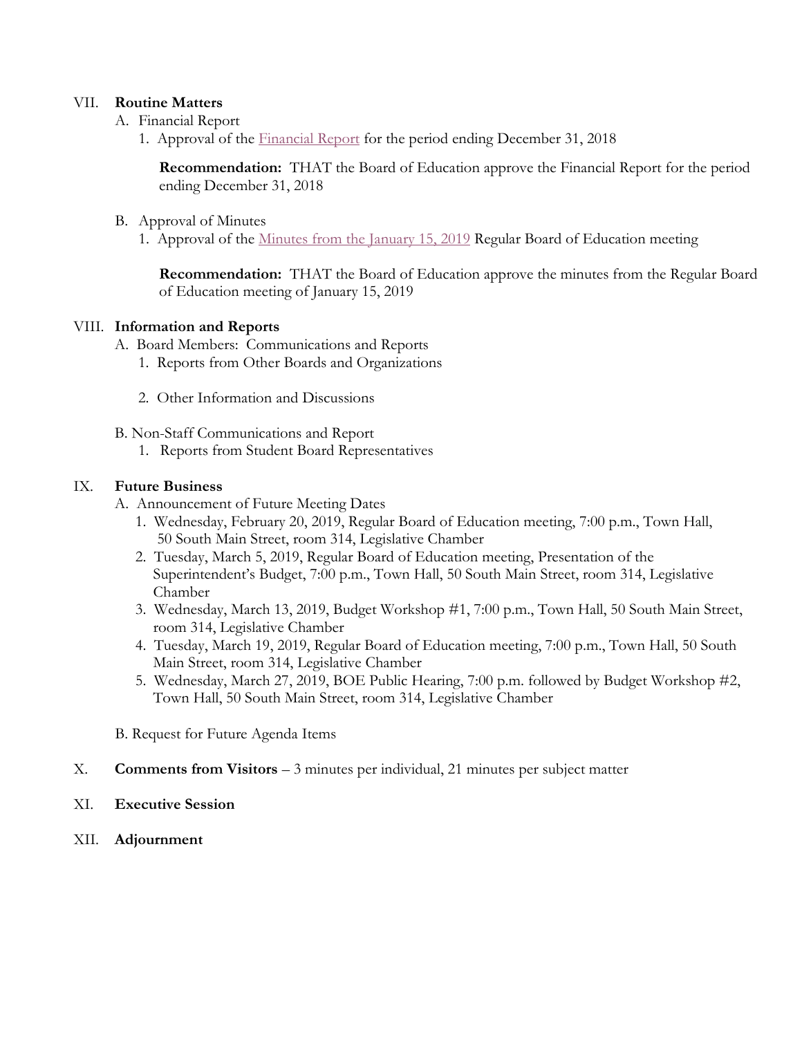VII. **Routine Matters**

A. Financial Report

1. Approval of the Financial Report for the period ending December 31, 2018

   **Recommendation:** THAT the Board of Education approve the Financial Report for the period ending December 31, 2018

B. Approval of Minutes

1. Approval of the Minutes from the January 15, 2019 Regular Board of Education meeting

   **Recommendation:** THAT the Board of Education approve the minutes from the Regular Board of Education meeting of January 15, 2019

VIII. **Information and Reports**

A. Board Members: Communications and Reports

1. Reports from Other Boards and Organizations

2. Other Information and Discussions

B. Non-Staff Communications and Report

1. Reports from Student Board Representatives

IX. **Future Business**

A. Announcement of Future Meeting Dates

1. Wednesday, February 20, 2019, Regular Board of Education meeting, 7:00 p.m., Town Hall, 50 South Main Street, room 314, Legislative Chamber
2. Tuesday, March 5, 2019, Regular Board of Education meeting, Presentation of the Superintendent's Budget, 7:00 p.m., Town Hall, 50 South Main Street, room 314, Legislative Chamber
3. Wednesday, March 13, 2019, Budget Workshop #1, 7:00 p.m., Town Hall, 50 South Main Street, room 314, Legislative Chamber
4. Tuesday, March 19, 2019, Regular Board of Education meeting, 7:00 p.m., Town Hall, 50 South Main Street, room 314, Legislative Chamber
5. Wednesday, March 27, 2019, BOE Public Hearing, 7:00 p.m. followed by Budget Workshop #2, Town Hall, 50 South Main Street, room 314, Legislative Chamber

B. Request for Future Agenda Items

X. **Comments from Visitors** – 3 minutes per individual, 21 minutes per subject matter

XI. **Executive Session**

XII. **Adjournment**